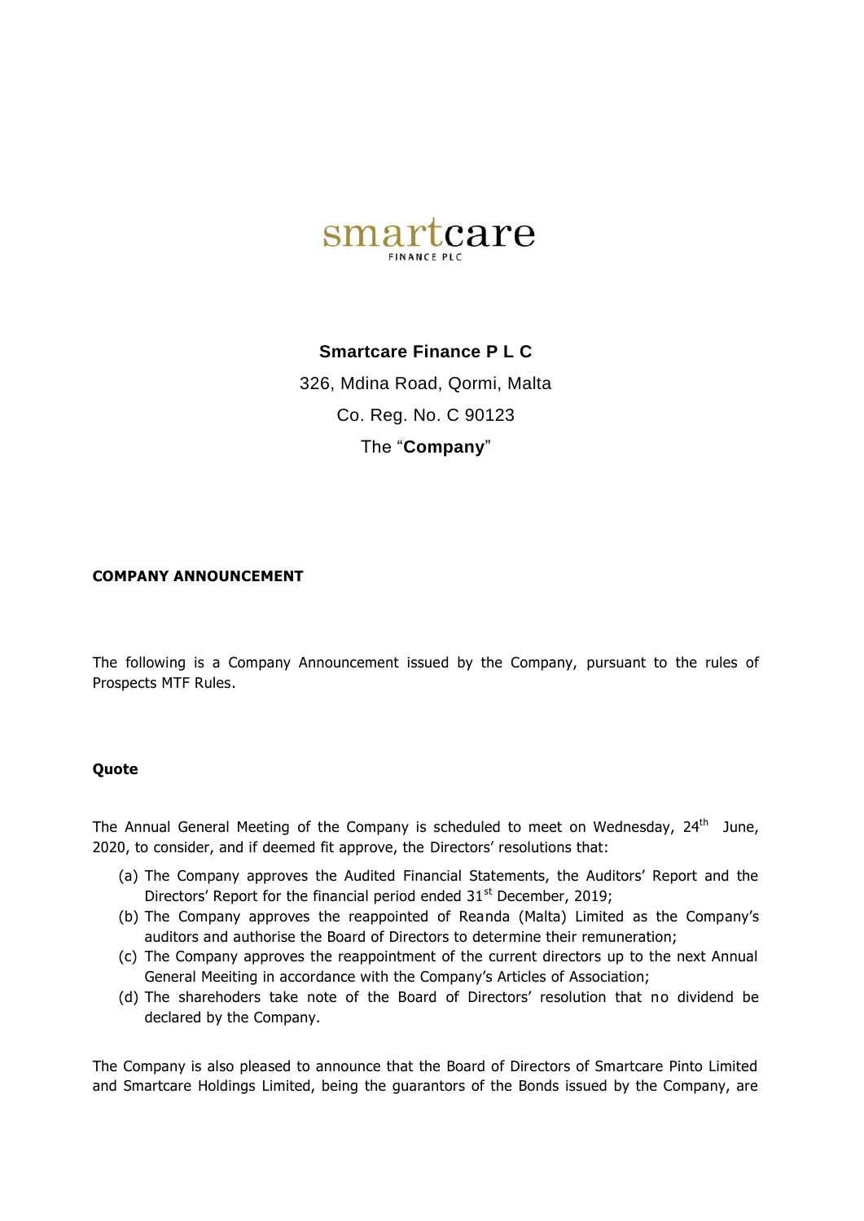smartcare
FINANCE PLC

**Smartcare Finance P L C**

326, Mdina Road, Qormi, Malta

Co. Reg. No. C 90123

The "**Company**"

**COMPANY ANNOUNCEMENT**

The following is a Company Announcement issued by the Company, pursuant to the rules of Prospects MTF Rules.

**Quote**

The Annual General Meeting of the Company is scheduled to meet on Wednesday, 24th June, 2020, to consider, and if deemed fit approve, the Directors' resolutions that:

(a) The Company approves the Audited Financial Statements, the Auditors' Report and the Directors' Report for the financial period ended 31st December, 2019;
(b) The Company approves the reappointed of Reanda (Malta) Limited as the Company's auditors and authorise the Board of Directors to determine their remuneration;
(c) The Company approves the reappointment of the current directors up to the next Annual General Meeiting in accordance with the Company's Articles of Association;
(d) The sharehoders take note of the Board of Directors' resolution that no dividend be declared by the Company.

The Company is also pleased to announce that the Board of Directors of Smartcare Pinto Limited and Smartcare Holdings Limited, being the guarantors of the Bonds issued by the Company, are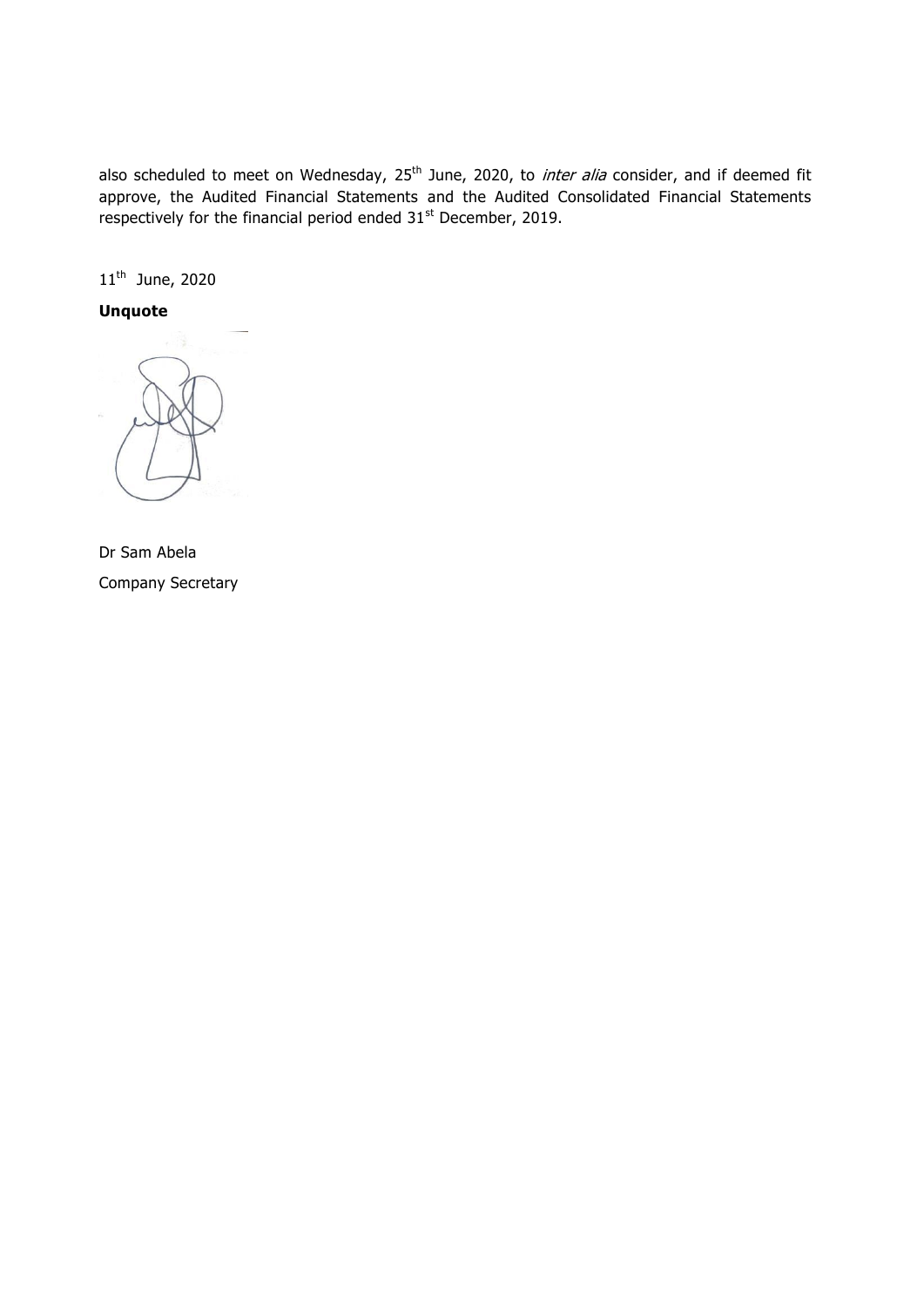also scheduled to meet on Wednesday, 25th June, 2020, to *inter alia* consider, and if deemed fit approve, the Audited Financial Statements and the Audited Consolidated Financial Statements respectively for the financial period ended 31st December, 2019.

11th June, 2020

**Unquote**

Dr Sam Abela

Company Secretary